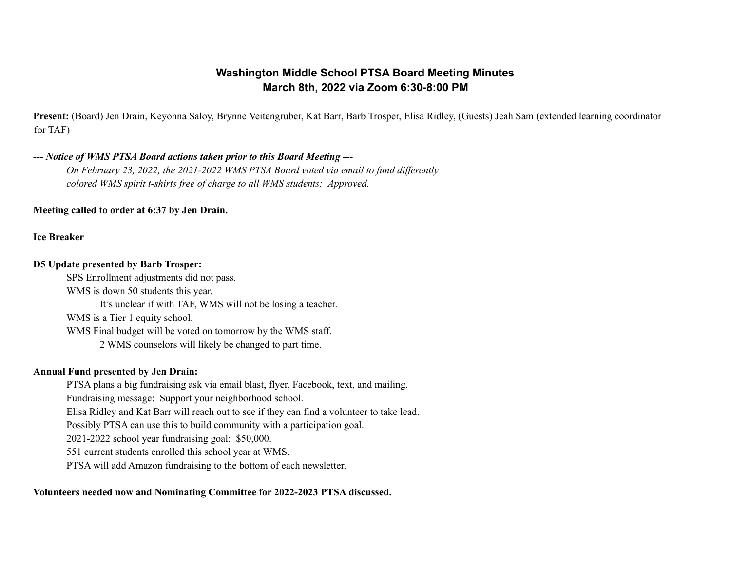# Washington Middle School PTSA Board Meeting Minutes
## March 8th, 2022 via Zoom 6:30-8:00 PM

**Present:** (Board) Jen Drain, Keyonna Saloy, Brynne Veitengruber, Kat Barr, Barb Trosper, Elisa Ridley, (Guests) Jeah Sam (extended learning coordinator for TAF)

***--- Notice of WMS PTSA Board actions taken prior to this Board Meeting ---***

*On February 23, 2022, the 2021-2022 WMS PTSA Board voted via email to fund differently colored WMS spirit t-shirts free of charge to all WMS students: Approved.*

**Meeting called to order at 6:37 by Jen Drain.**

**Ice Breaker**

**D5 Update presented by Barb Trosper:**

- SPS Enrollment adjustments did not pass.
- WMS is down 50 students this year.
  - It's unclear if with TAF, WMS will not be losing a teacher.
- WMS is a Tier 1 equity school.
- WMS Final budget will be voted on tomorrow by the WMS staff.
  - 2 WMS counselors will likely be changed to part time.

**Annual Fund presented by Jen Drain:**

- PTSA plans a big fundraising ask via email blast, flyer, Facebook, text, and mailing.
- Fundraising message: Support your neighborhood school.
- Elisa Ridley and Kat Barr will reach out to see if they can find a volunteer to take lead.
- Possibly PTSA can use this to build community with a participation goal.
- 2021-2022 school year fundraising goal: $50,000.
- 551 current students enrolled this school year at WMS.
- PTSA will add Amazon fundraising to the bottom of each newsletter.

**Volunteers needed now and Nominating Committee for 2022-2023 PTSA discussed.**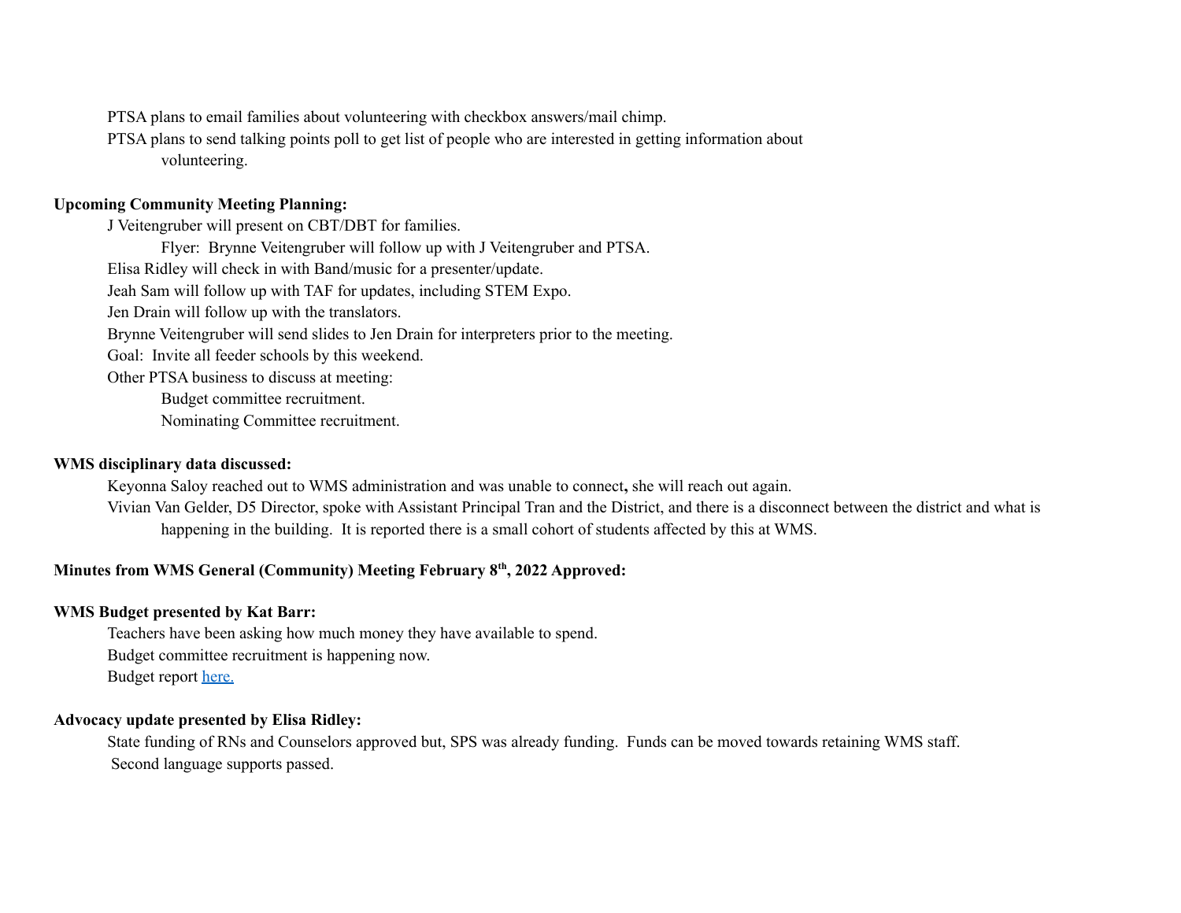PTSA plans to email families about volunteering with checkbox answers/mail chimp.
PTSA plans to send talking points poll to get list of people who are interested in getting information about volunteering.

**Upcoming Community Meeting Planning:**

J Veitengruber will present on CBT/DBT for families.
- Flyer: Brynne Veitengruber will follow up with J Veitengruber and PTSA.

Elisa Ridley will check in with Band/music for a presenter/update.
Jeah Sam will follow up with TAF for updates, including STEM Expo.
Jen Drain will follow up with the translators.
Brynne Veitengruber will send slides to Jen Drain for interpreters prior to the meeting.
Goal: Invite all feeder schools by this weekend.
Other PTSA business to discuss at meeting:
- Budget committee recruitment.
- Nominating Committee recruitment.

**WMS disciplinary data discussed:**

Keyonna Saloy reached out to WMS administration and was unable to connect**,** she will reach out again.
Vivian Van Gelder, D5 Director, spoke with Assistant Principal Tran and the District, and there is a disconnect between the district and what is happening in the building. It is reported there is a small cohort of students affected by this at WMS.

**Minutes from WMS General (Community) Meeting February 8th, 2022 Approved:**

**WMS Budget presented by Kat Barr:**

Teachers have been asking how much money they have available to spend.
Budget committee recruitment is happening now.
Budget report here.

**Advocacy update presented by Elisa Ridley:**

State funding of RNs and Counselors approved but, SPS was already funding. Funds can be moved towards retaining WMS staff.
Second language supports passed.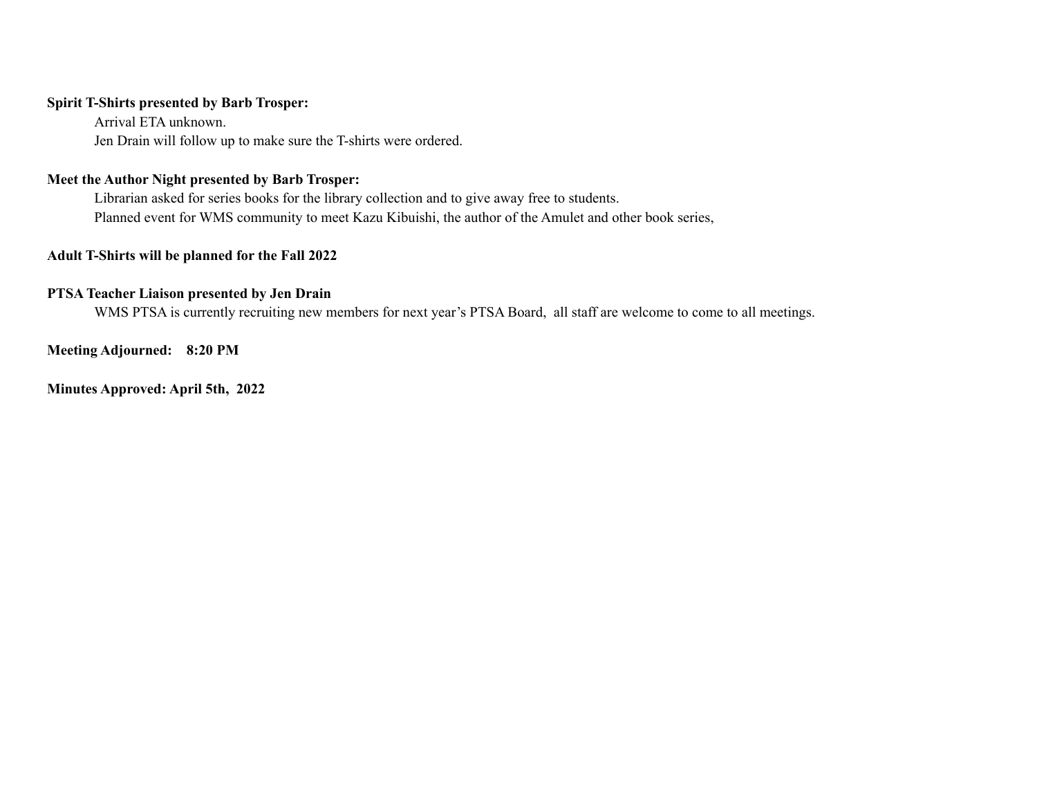**Spirit T-Shirts presented by Barb Trosper:**

Arrival ETA unknown.

Jen Drain will follow up to make sure the T-shirts were ordered.

**Meet the Author Night presented by Barb Trosper:**

Librarian asked for series books for the library collection and to give away free to students.

Planned event for WMS community to meet Kazu Kibuishi, the author of the Amulet and other book series,

**Adult T-Shirts will be planned for the Fall 2022**

**PTSA Teacher Liaison presented by Jen Drain**

WMS PTSA is currently recruiting new members for next year's PTSA Board, all staff are welcome to come to all meetings.

**Meeting Adjourned: 8:20 PM**

**Minutes Approved: April 5th, 2022**